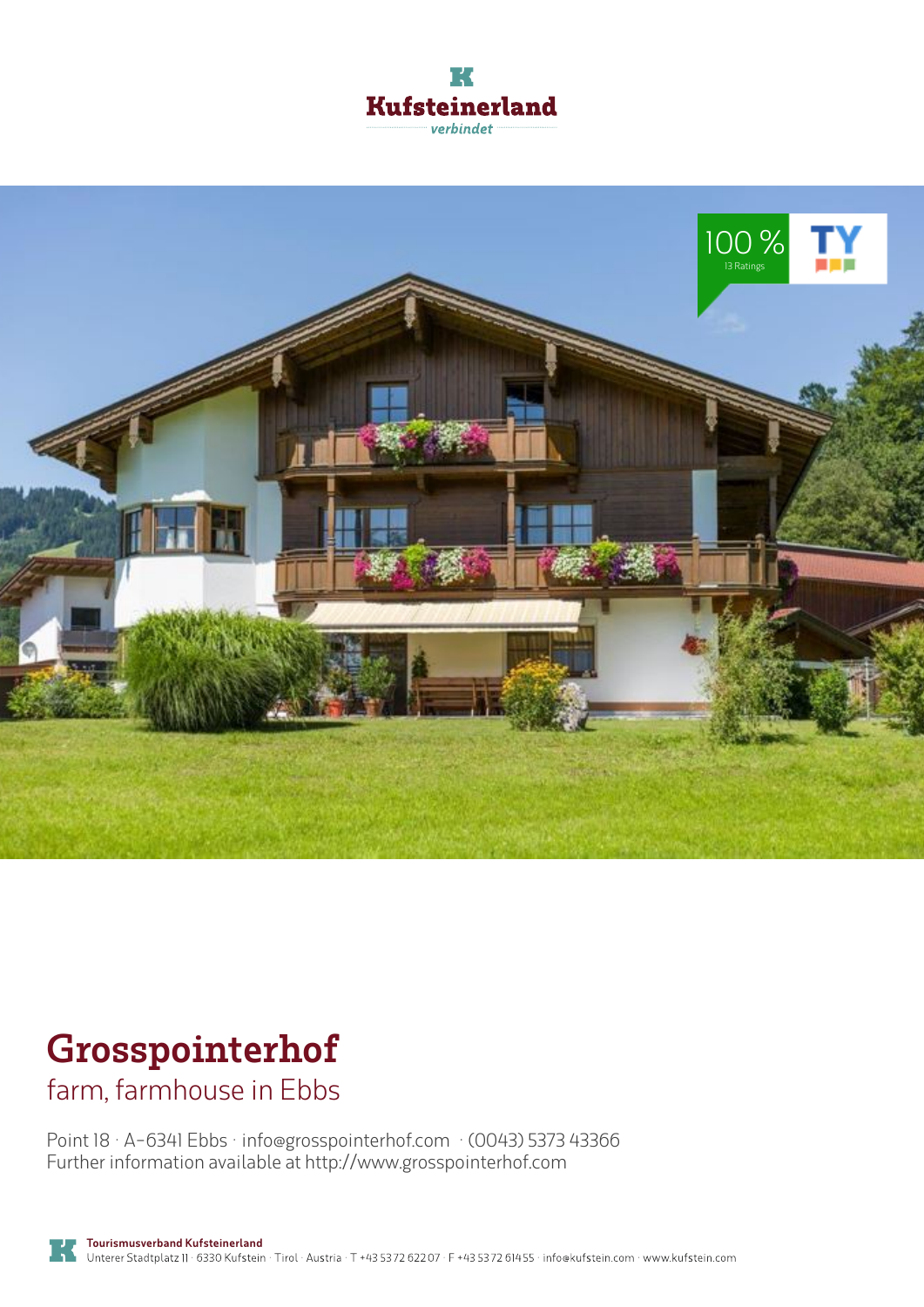Kufsteinerland

verbindet

100 %

13 Ratings

# Grosspointerhof

## farm, farmhouse in Ebbs

Point 18 · A-6341 Ebbs · info@grosspointerhof.com · (0043) 5373 43366
Further information available at http://www.grosspointerhof.com

**Tourismusverband Kufsteinerland**
Unterer Stadtplatz 11 · 6330 Kufstein · Tirol · Austria · T +43 5372 62207 · F +43 5372 61455 · info@kufstein.com · www.kufstein.com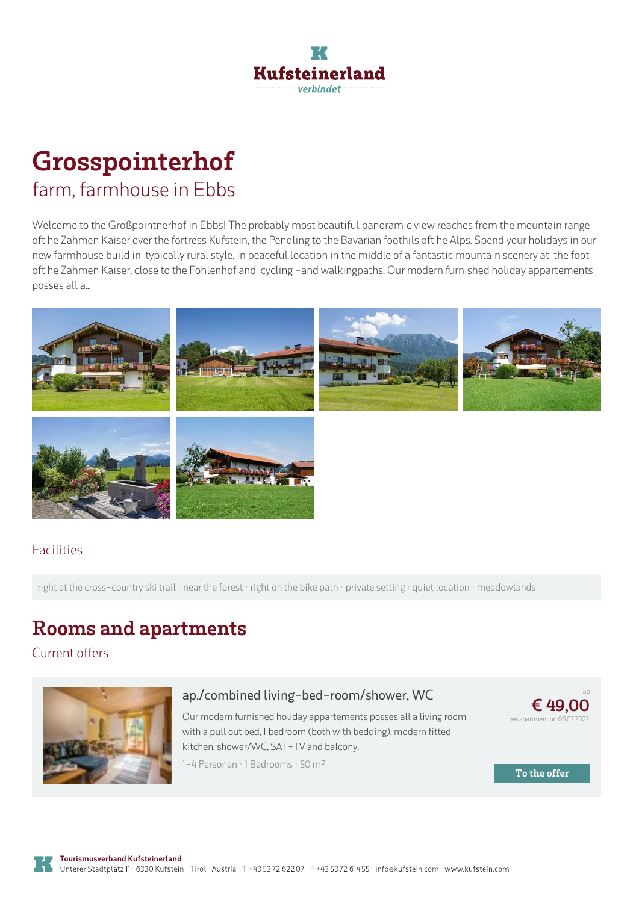# Grosspointerhof

farm, farmhouse in Ebbs

Welcome to the Großpointnerhof in Ebbs! The probably most beautiful panoramic view reaches from the mountain range oft he Zahmen Kaiser over the fortress Kufstein, the Pendling to the Bavarian foothils oft he Alps. Spend your holidays in our new farmhouse build in typically rural style. In peaceful location in the middle of a fantastic mountain scenery at the foot oft he Zahmen Kaiser, close to the Fohlenhof and cycling -and walkingpaths. Our modern furnished holiday appartements posses all a...

## Facilities

right at the cross-country ski trail · near the forest · right on the bike path · private setting · quiet location · meadowlands

# Rooms and apartments

Current offers

### ap./combined living-bed-room/shower, WC

Our modern furnished holiday appartements posses all a living room with a pull out bed, 1 bedroom (both with bedding), modern fitted kitchen, shower/WC, SAT-TV and balcony.

1-4 Personen · 1 Bedrooms · 50 m²

ab
**€ 49,00**
per apartment on 06.07.2022

To the offer

**Tourismusverband Kufsteinerland**
Unterer Stadtplatz 11 · 6330 Kufstein · Tirol · Austria · T +43 5372 62207 · F +43 5372 61455 · info@kufstein.com · www.kufstein.com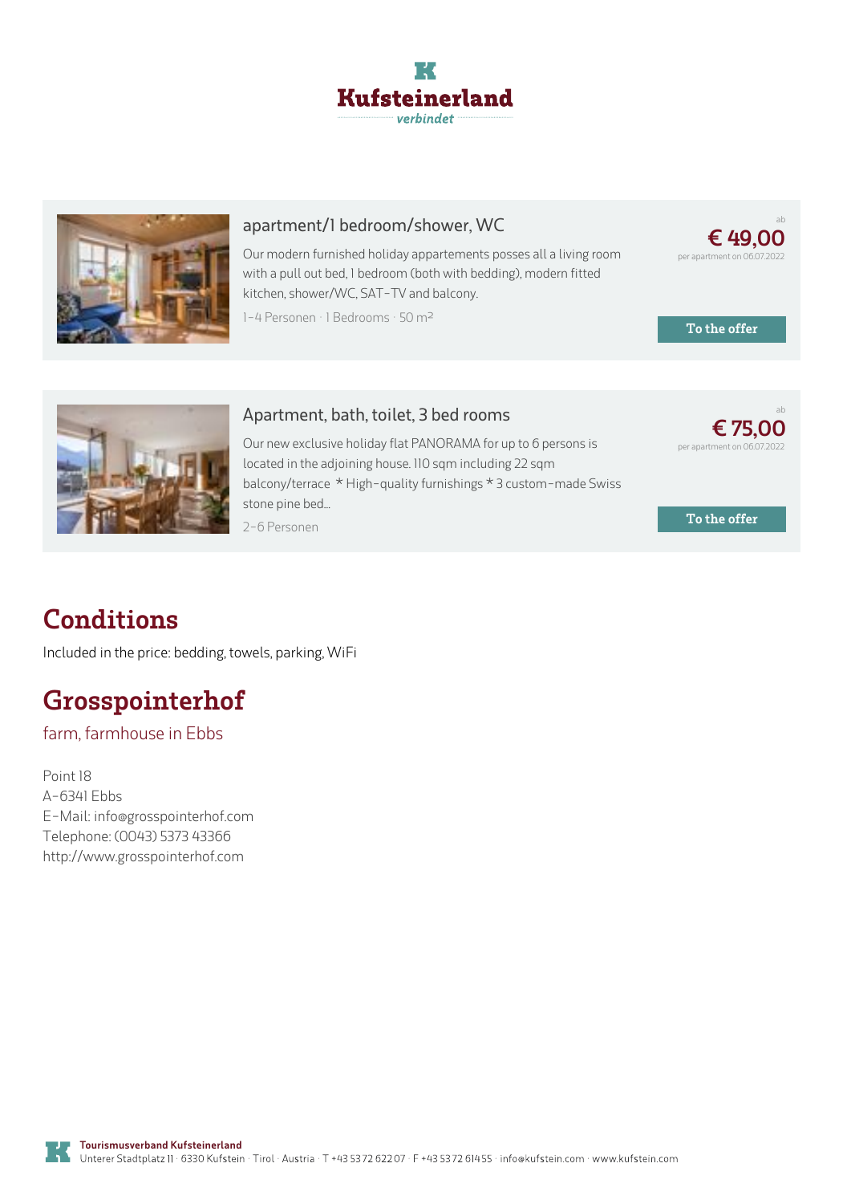### apartment/1 bedroom/shower, WC

Our modern furnished holiday appartements posses all a living room with a pull out bed, 1 bedroom (both with bedding), modern fitted kitchen, shower/WC, SAT-TV and balcony.

1-4 Personen · 1 Bedrooms · 50 m²

ab
**€ 49,00**
per apartment on 06.07.2022

To the offer

### Apartment, bath, toilet, 3 bed rooms

Our new exclusive holiday flat PANORAMA for up to 6 persons is located in the adjoining house. 110 sqm including 22 sqm balcony/terrace * High-quality furnishings * 3 custom-made Swiss stone pine bed...

2-6 Personen

ab
**€ 75,00**
per apartment on 06.07.2022

To the offer

## Conditions

Included in the price: bedding, towels, parking, WiFi

## Grosspointerhof

farm, farmhouse in Ebbs

Point 18
A-6341 Ebbs
E-Mail: info@grosspointerhof.com
Telephone: (0043) 5373 43366
http://www.grosspointerhof.com